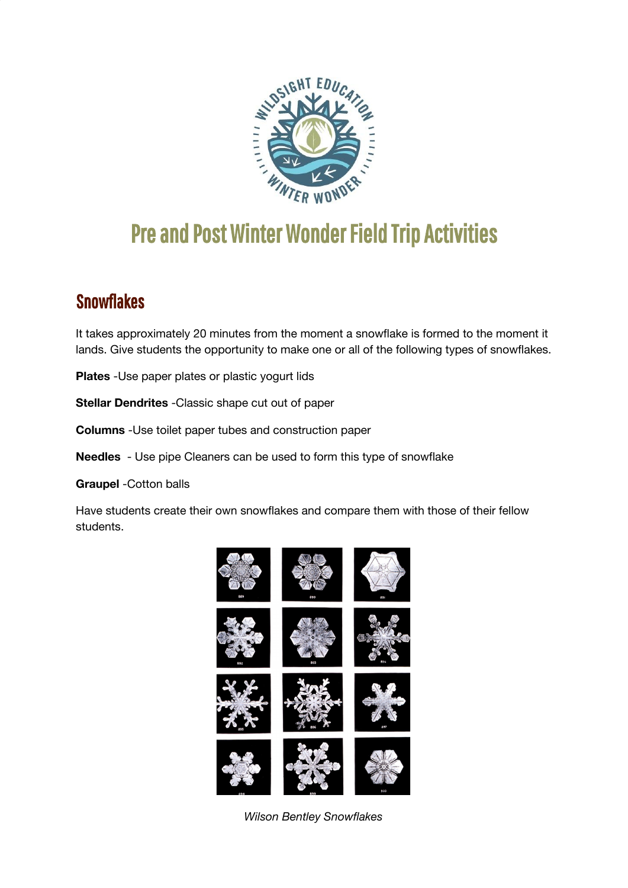# Pre and Post Winter Wonder Field Trip Activities

## Snowflakes

It takes approximately 20 minutes from the moment a snowflake is formed to the moment it lands. Give students the opportunity to make one or all of the following types of snowflakes.

**Plates** -Use paper plates or plastic yogurt lids

**Stellar Dendrites** -Classic shape cut out of paper

**Columns** -Use toilet paper tubes and construction paper

**Needles** - Use pipe Cleaners can be used to form this type of snowflake

**Graupel** -Cotton balls

Have students create their own snowflakes and compare them with those of their fellow students.

*Wilson Bentley Snowflakes*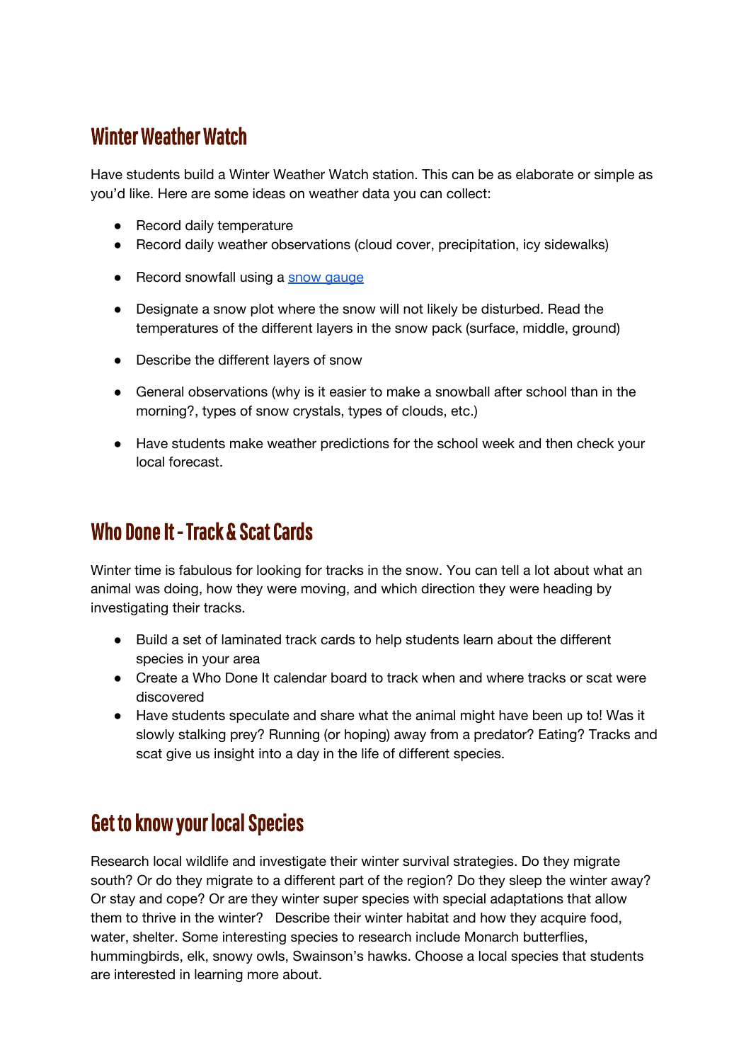## Winter Weather Watch

Have students build a Winter Weather Watch station. This can be as elaborate or simple as you'd like. Here are some ideas on weather data you can collect:

- Record daily temperature
- Record daily weather observations (cloud cover, precipitation, icy sidewalks)
- Record snowfall using a snow gauge
- Designate a snow plot where the snow will not likely be disturbed. Read the temperatures of the different layers in the snow pack (surface, middle, ground)
- Describe the different layers of snow
- General observations (why is it easier to make a snowball after school than in the morning?, types of snow crystals, types of clouds, etc.)
- Have students make weather predictions for the school week and then check your local forecast.

## Who Done It - Track & Scat Cards

Winter time is fabulous for looking for tracks in the snow. You can tell a lot about what an animal was doing, how they were moving, and which direction they were heading by investigating their tracks.

- Build a set of laminated track cards to help students learn about the different species in your area
- Create a Who Done It calendar board to track when and where tracks or scat were discovered
- Have students speculate and share what the animal might have been up to! Was it slowly stalking prey? Running (or hoping) away from a predator? Eating? Tracks and scat give us insight into a day in the life of different species.

## Get to know your local Species

Research local wildlife and investigate their winter survival strategies. Do they migrate south? Or do they migrate to a different part of the region? Do they sleep the winter away? Or stay and cope? Or are they winter super species with special adaptations that allow them to thrive in the winter? Describe their winter habitat and how they acquire food, water, shelter. Some interesting species to research include Monarch butterflies, hummingbirds, elk, snowy owls, Swainson's hawks. Choose a local species that students are interested in learning more about.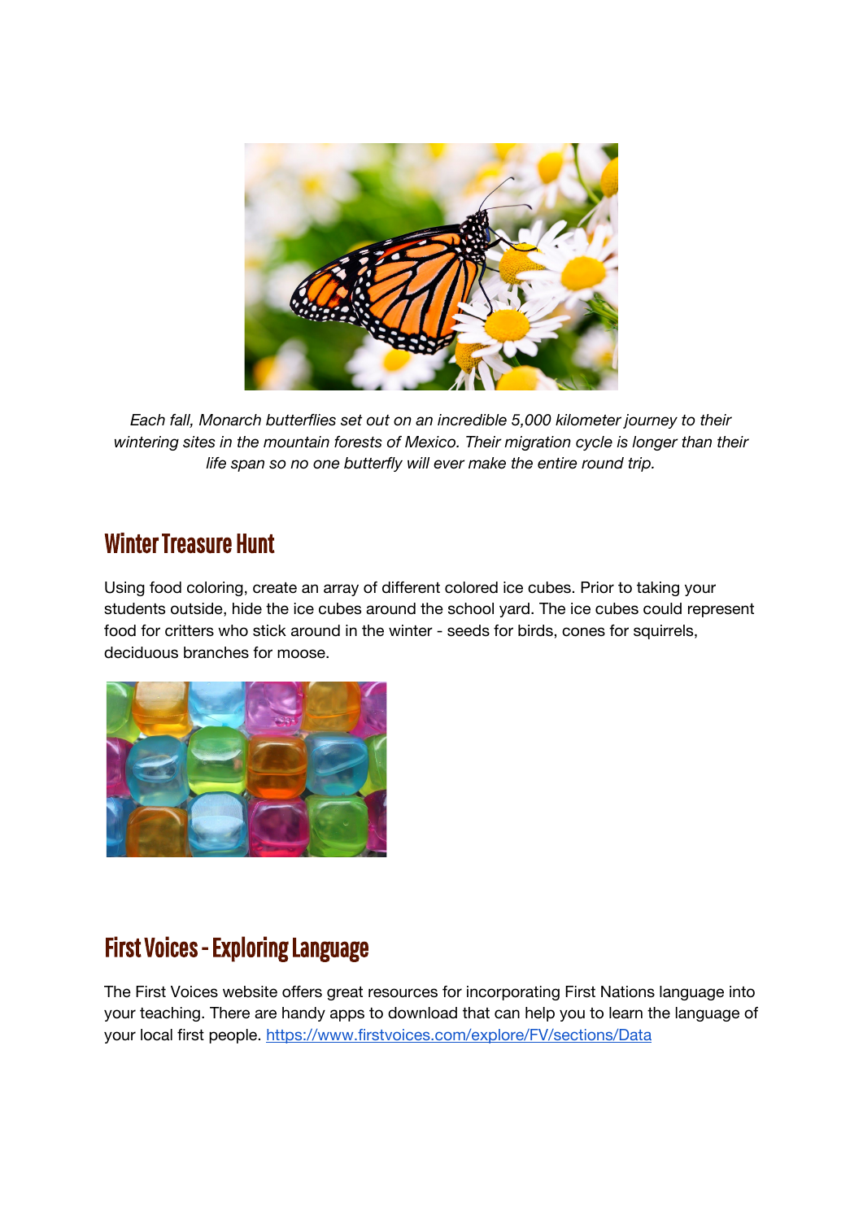*Each fall, Monarch butterflies set out on an incredible 5,000 kilometer journey to their wintering sites in the mountain forests of Mexico. Their migration cycle is longer than their life span so no one butterfly will ever make the entire round trip.*

## Winter Treasure Hunt

Using food coloring, create an array of different colored ice cubes. Prior to taking your students outside, hide the ice cubes around the school yard. The ice cubes could represent food for critters who stick around in the winter - seeds for birds, cones for squirrels, deciduous branches for moose.

## First Voices - Exploring Language

The First Voices website offers great resources for incorporating First Nations language into your teaching. There are handy apps to download that can help you to learn the language of your local first people. https://www.firstvoices.com/explore/FV/sections/Data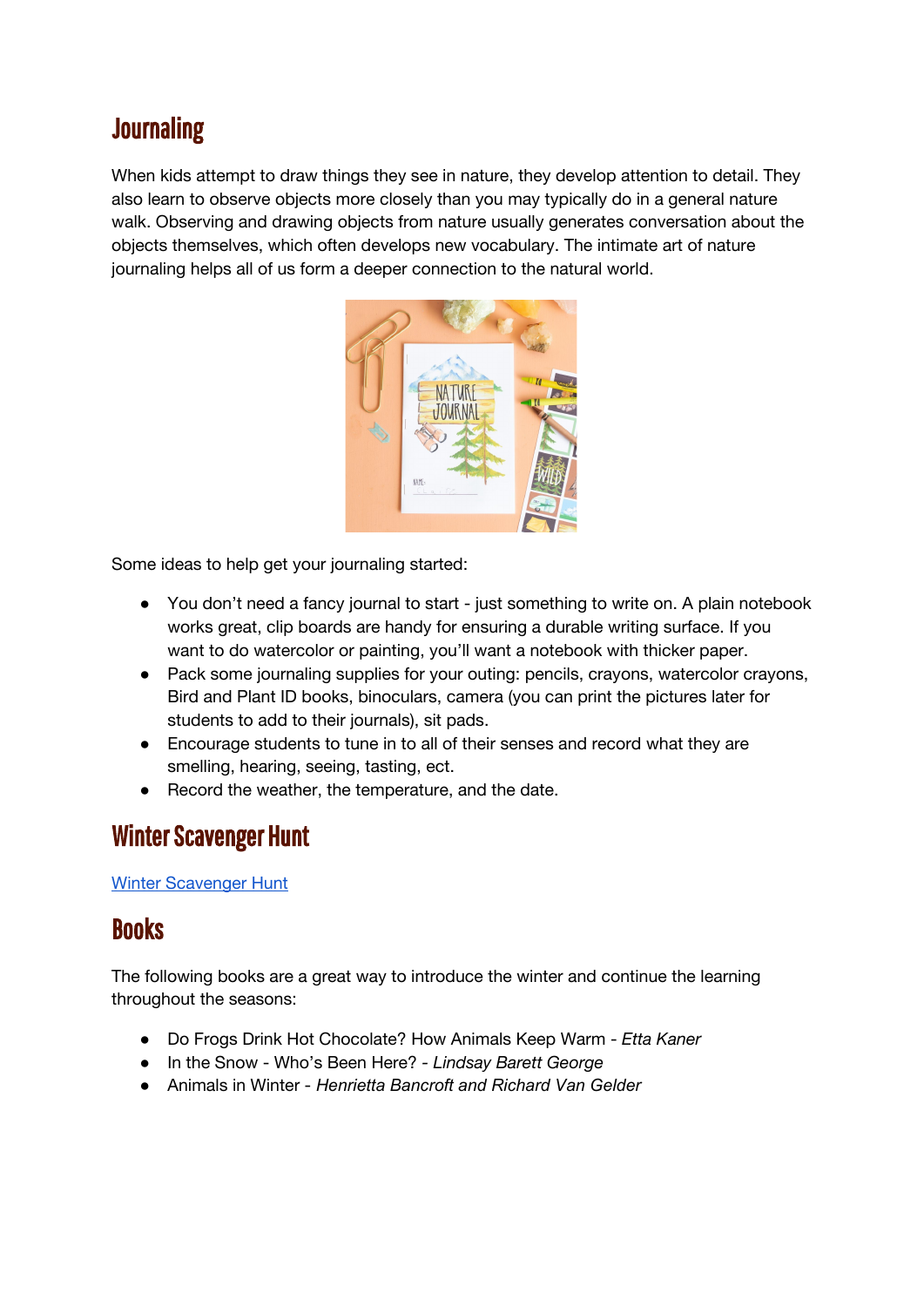## Journaling

When kids attempt to draw things they see in nature, they develop attention to detail. They also learn to observe objects more closely than you may typically do in a general nature walk. Observing and drawing objects from nature usually generates conversation about the objects themselves, which often develops new vocabulary. The intimate art of nature journaling helps all of us form a deeper connection to the natural world.

Some ideas to help get your journaling started:

- You don't need a fancy journal to start - just something to write on. A plain notebook works great, clip boards are handy for ensuring a durable writing surface. If you want to do watercolor or painting, you'll want a notebook with thicker paper.
- Pack some journaling supplies for your outing: pencils, crayons, watercolor crayons, Bird and Plant ID books, binoculars, camera (you can print the pictures later for students to add to their journals), sit pads.
- Encourage students to tune in to all of their senses and record what they are smelling, hearing, seeing, tasting, ect.
- Record the weather, the temperature, and the date.

## Winter Scavenger Hunt

Winter Scavenger Hunt

## Books

The following books are a great way to introduce the winter and continue the learning throughout the seasons:

- Do Frogs Drink Hot Chocolate? How Animals Keep Warm - *Etta Kaner*
- In the Snow - Who's Been Here? - *Lindsay Barett George*
- Animals in Winter - *Henrietta Bancroft and Richard Van Gelder*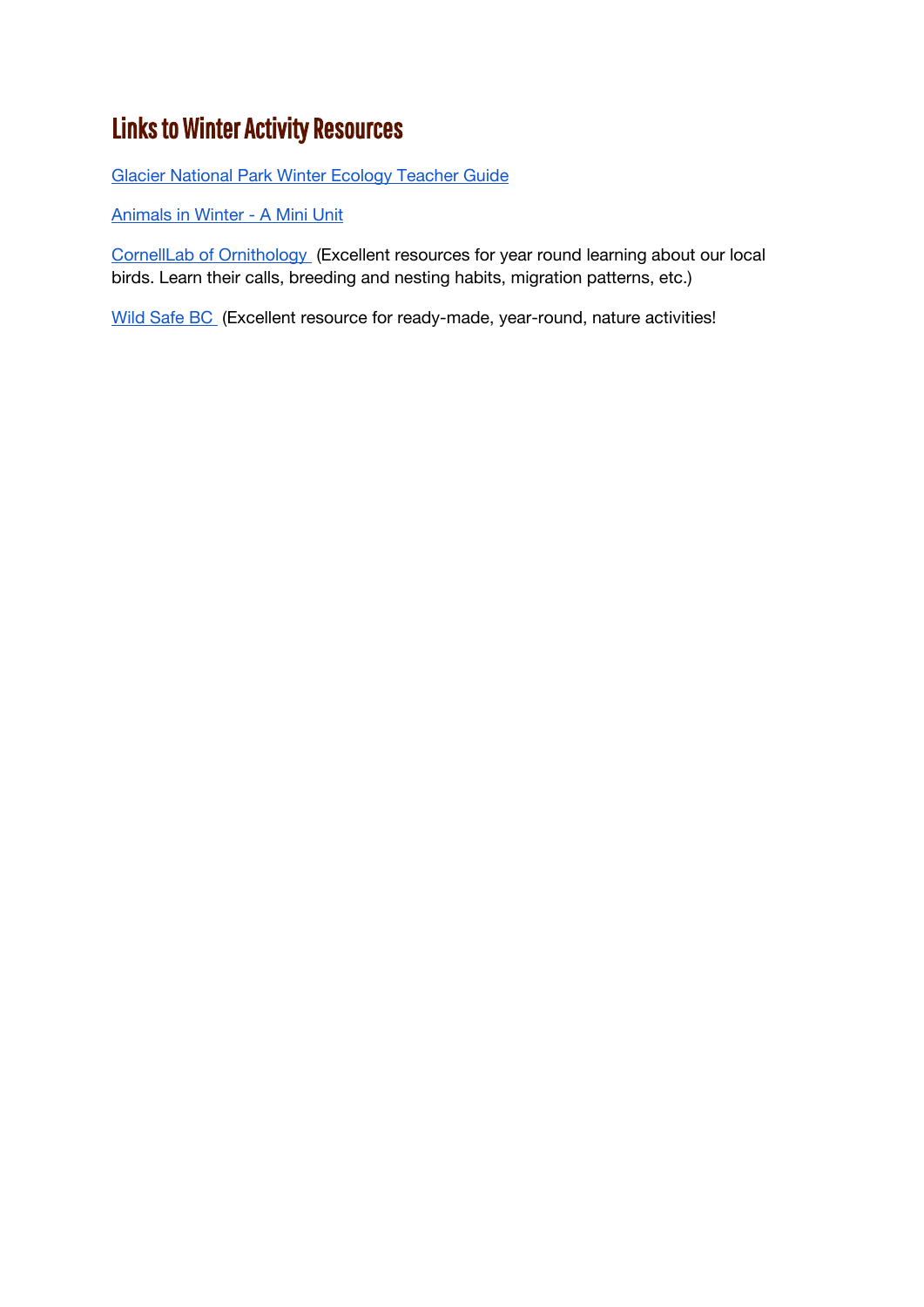# Links to Winter Activity Resources

Glacier National Park Winter Ecology Teacher Guide

Animals in Winter - A Mini Unit

CornellLab of Ornithology (Excellent resources for year round learning about our local birds. Learn their calls, breeding and nesting habits, migration patterns, etc.)

Wild Safe BC (Excellent resource for ready-made, year-round, nature activities!